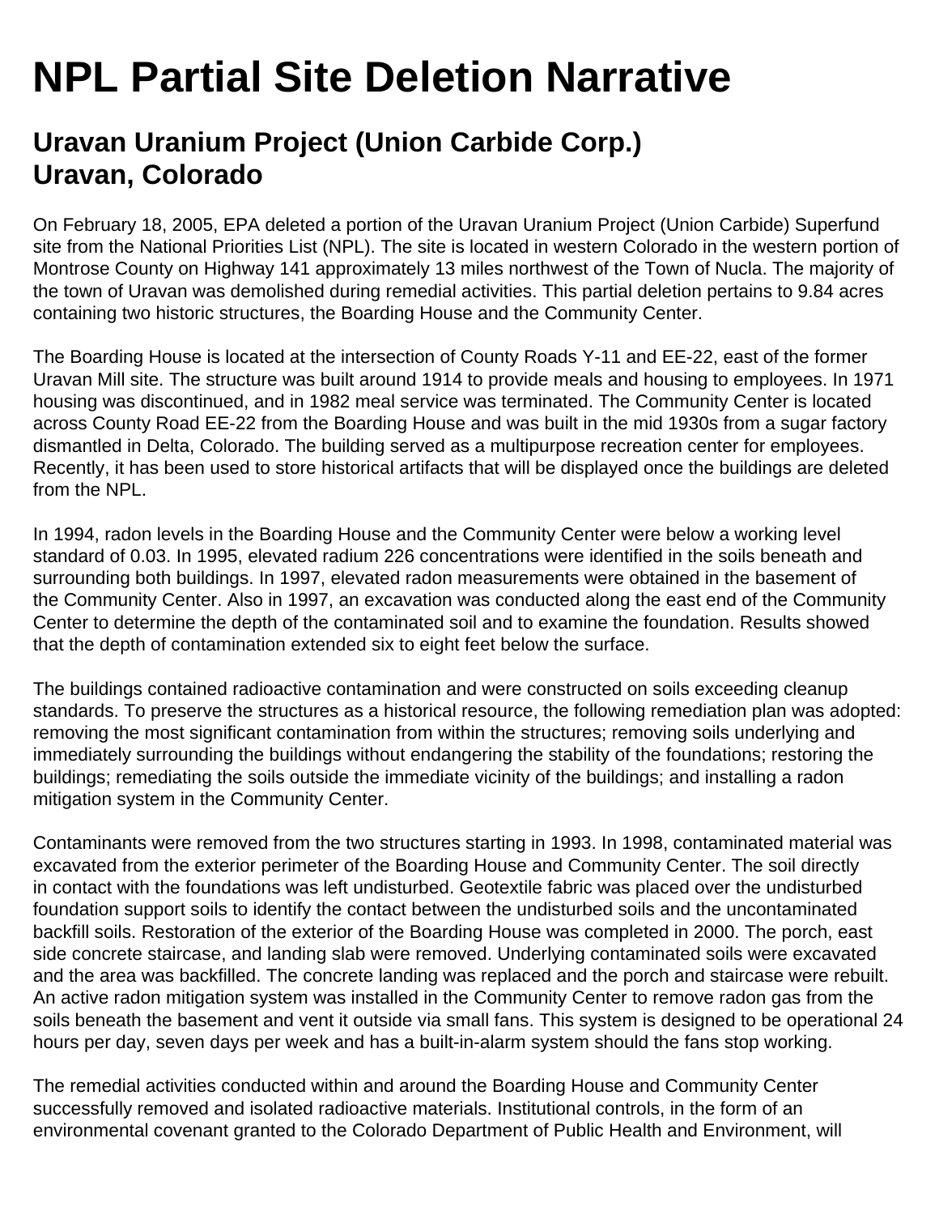# NPL Partial Site Deletion Narrative

## Uranium Project (Union Carbide Corp.)
## Uravan, Colorado

On February 18, 2005, EPA deleted a portion of the Uravan Uranium Project (Union Carbide) Superfund site from the National Priorities List (NPL). The site is located in western Colorado in the western portion of Montrose County on Highway 141 approximately 13 miles northwest of the Town of Nucla. The majority of the town of Uravan was demolished during remedial activities. This partial deletion pertains to 9.84 acres containing two historic structures, the Boarding House and the Community Center.

The Boarding House is located at the intersection of County Roads Y-11 and EE-22, east of the former Uravan Mill site. The structure was built around 1914 to provide meals and housing to employees. In 1971 housing was discontinued, and in 1982 meal service was terminated. The Community Center is located across County Road EE-22 from the Boarding House and was built in the mid 1930s from a sugar factory dismantled in Delta, Colorado. The building served as a multipurpose recreation center for employees. Recently, it has been used to store historical artifacts that will be displayed once the buildings are deleted from the NPL.

In 1994, radon levels in the Boarding House and the Community Center were below a working level standard of 0.03. In 1995, elevated radium 226 concentrations were identified in the soils beneath and surrounding both buildings. In 1997, elevated radon measurements were obtained in the basement of the Community Center. Also in 1997, an excavation was conducted along the east end of the Community Center to determine the depth of the contaminated soil and to examine the foundation. Results showed that the depth of contamination extended six to eight feet below the surface.

The buildings contained radioactive contamination and were constructed on soils exceeding cleanup standards. To preserve the structures as a historical resource, the following remediation plan was adopted: removing the most significant contamination from within the structures; removing soils underlying and immediately surrounding the buildings without endangering the stability of the foundations; restoring the buildings; remediating the soils outside the immediate vicinity of the buildings; and installing a radon mitigation system in the Community Center.

Contaminants were removed from the two structures starting in 1993. In 1998, contaminated material was excavated from the exterior perimeter of the Boarding House and Community Center. The soil directly in contact with the foundations was left undisturbed. Geotextile fabric was placed over the undisturbed foundation support soils to identify the contact between the undisturbed soils and the uncontaminated backfill soils. Restoration of the exterior of the Boarding House was completed in 2000. The porch, east side concrete staircase, and landing slab were removed. Underlying contaminated soils were excavated and the area was backfilled. The concrete landing was replaced and the porch and staircase were rebuilt. An active radon mitigation system was installed in the Community Center to remove radon gas from the soils beneath the basement and vent it outside via small fans. This system is designed to be operational 24 hours per day, seven days per week and has a built-in-alarm system should the fans stop working.

The remedial activities conducted within and around the Boarding House and Community Center successfully removed and isolated radioactive materials. Institutional controls, in the form of an environmental covenant granted to the Colorado Department of Public Health and Environment, will

# NPL Partial Site Deletion Narrative

## Uravan Uranium Project (Union Carbide Corp.)
## Uravan, Colorado

On February 18, 2005, EPA deleted a portion of the Uravan Uranium Project (Union Carbide) Superfund site from the National Priorities List (NPL). The site is located in western Colorado in the western portion of Montrose County on Highway 141 approximately 13 miles northwest of the Town of Nucla. The majority of the town of Uravan was demolished during remedial activities. This partial deletion pertains to 9.84 acres containing two historic structures, the Boarding House and the Community Center.

The Boarding House is located at the intersection of County Roads Y-11 and EE-22, east of the former Uravan Mill site. The structure was built around 1914 to provide meals and housing to employees. In 1971 housing was discontinued, and in 1982 meal service was terminated. The Community Center is located across County Road EE-22 from the Boarding House and was built in the mid 1930s from a sugar factory dismantled in Delta, Colorado. The building served as a multipurpose recreation center for employees. Recently, it has been used to store historical artifacts that will be displayed once the buildings are deleted from the NPL.

In 1994, radon levels in the Boarding House and the Community Center were below a working level standard of 0.03. In 1995, elevated radium 226 concentrations were identified in the soils beneath and surrounding both buildings. In 1997, elevated radon measurements were obtained in the basement of the Community Center. Also in 1997, an excavation was conducted along the east end of the Community Center to determine the depth of the contaminated soil and to examine the foundation. Results showed that the depth of contamination extended six to eight feet below the surface.

The buildings contained radioactive contamination and were constructed on soils exceeding cleanup standards. To preserve the structures as a historical resource, the following remediation plan was adopted: removing the most significant contamination from within the structures; removing soils underlying and immediately surrounding the buildings without endangering the stability of the foundations; restoring the buildings; remediating the soils outside the immediate vicinity of the buildings; and installing a radon mitigation system in the Community Center.

Contaminants were removed from the two structures starting in 1993. In 1998, contaminated material was excavated from the exterior perimeter of the Boarding House and Community Center. The soil directly in contact with the foundations was left undisturbed. Geotextile fabric was placed over the undisturbed foundation support soils to identify the contact between the undisturbed soils and the uncontaminated backfill soils. Restoration of the exterior of the Boarding House was completed in 2000. The porch, east side concrete staircase, and landing slab were removed. Underlying contaminated soils were excavated and the area was backfilled. The concrete landing was replaced and the porch and staircase were rebuilt. An active radon mitigation system was installed in the Community Center to remove radon gas from the soils beneath the basement and vent it outside via small fans. This system is designed to be operational 24 hours per day, seven days per week and has a built-in-alarm system should the fans stop working.

The remedial activities conducted within and around the Boarding House and Community Center successfully removed and isolated radioactive materials. Institutional controls, in the form of an environmental covenant granted to the Colorado Department of Public Health and Environment, will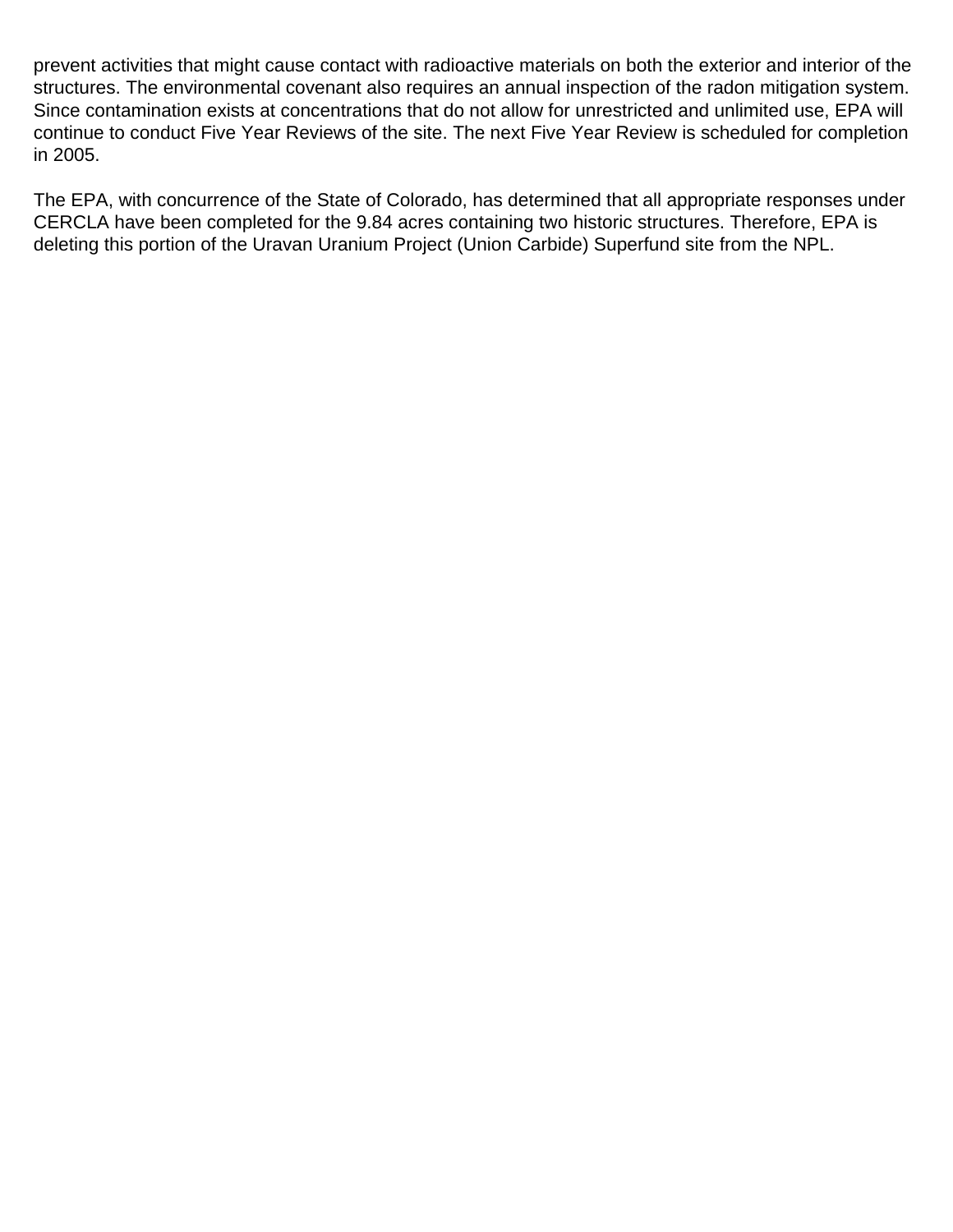prevent activities that might cause contact with radioactive materials on both the exterior and interior of the structures. The environmental covenant also requires an annual inspection of the radon mitigation system. Since contamination exists at concentrations that do not allow for unrestricted and unlimited use, EPA will continue to conduct Five Year Reviews of the site. The next Five Year Review is scheduled for completion in 2005.

The EPA, with concurrence of the State of Colorado, has determined that all appropriate responses under CERCLA have been completed for the 9.84 acres containing two historic structures. Therefore, EPA is deleting this portion of the Uravan Uranium Project (Union Carbide) Superfund site from the NPL.